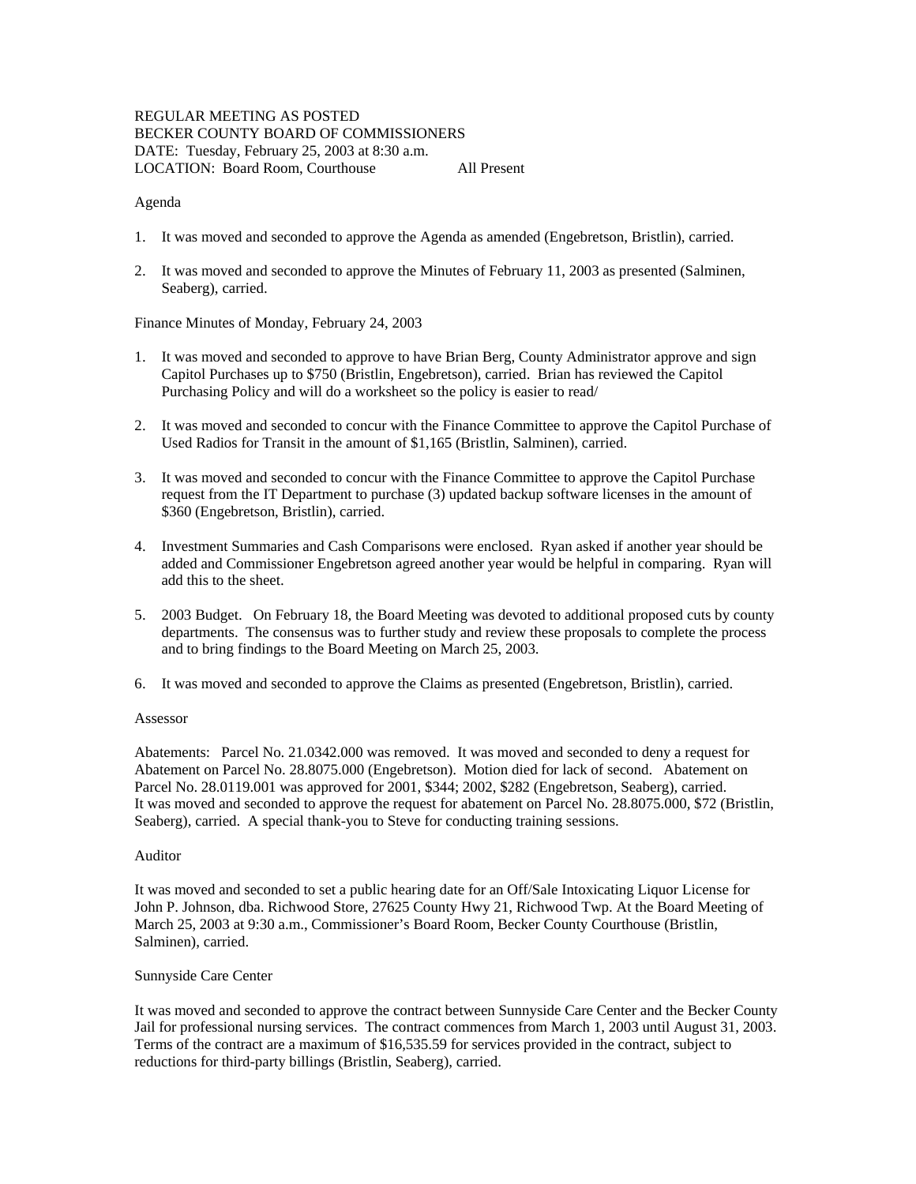REGULAR MEETING AS POSTED
BECKER COUNTY BOARD OF COMMISSIONERS
DATE: Tuesday, February 25, 2003 at 8:30 a.m.
LOCATION: Board Room, Courthouse All Present

Agenda

1. It was moved and seconded to approve the Agenda as amended (Engebretson, Bristlin), carried.

2. It was moved and seconded to approve the Minutes of February 11, 2003 as presented (Salminen, Seaberg), carried.

Finance Minutes of Monday, February 24, 2003

1. It was moved and seconded to approve to have Brian Berg, County Administrator approve and sign Capitol Purchases up to $750 (Bristlin, Engebretson), carried. Brian has reviewed the Capitol Purchasing Policy and will do a worksheet so the policy is easier to read/

2. It was moved and seconded to concur with the Finance Committee to approve the Capitol Purchase of Used Radios for Transit in the amount of $1,165 (Bristlin, Salminen), carried.

3. It was moved and seconded to concur with the Finance Committee to approve the Capitol Purchase request from the IT Department to purchase (3) updated backup software licenses in the amount of $360 (Engebretson, Bristlin), carried.

4. Investment Summaries and Cash Comparisons were enclosed. Ryan asked if another year should be added and Commissioner Engebretson agreed another year would be helpful in comparing. Ryan will add this to the sheet.

5. 2003 Budget. On February 18, the Board Meeting was devoted to additional proposed cuts by county departments. The consensus was to further study and review these proposals to complete the process and to bring findings to the Board Meeting on March 25, 2003.

6. It was moved and seconded to approve the Claims as presented (Engebretson, Bristlin), carried.

Assessor

Abatements: Parcel No. 21.0342.000 was removed. It was moved and seconded to deny a request for Abatement on Parcel No. 28.8075.000 (Engebretson). Motion died for lack of second. Abatement on Parcel No. 28.0119.001 was approved for 2001, $344; 2002, $282 (Engebretson, Seaberg), carried. It was moved and seconded to approve the request for abatement on Parcel No. 28.8075.000, $72 (Bristlin, Seaberg), carried. A special thank-you to Steve for conducting training sessions.

Auditor

It was moved and seconded to set a public hearing date for an Off/Sale Intoxicating Liquor License for John P. Johnson, dba. Richwood Store, 27625 County Hwy 21, Richwood Twp. At the Board Meeting of March 25, 2003 at 9:30 a.m., Commissioner's Board Room, Becker County Courthouse (Bristlin, Salminen), carried.

Sunnyside Care Center

It was moved and seconded to approve the contract between Sunnyside Care Center and the Becker County Jail for professional nursing services. The contract commences from March 1, 2003 until August 31, 2003. Terms of the contract are a maximum of $16,535.59 for services provided in the contract, subject to reductions for third-party billings (Bristlin, Seaberg), carried.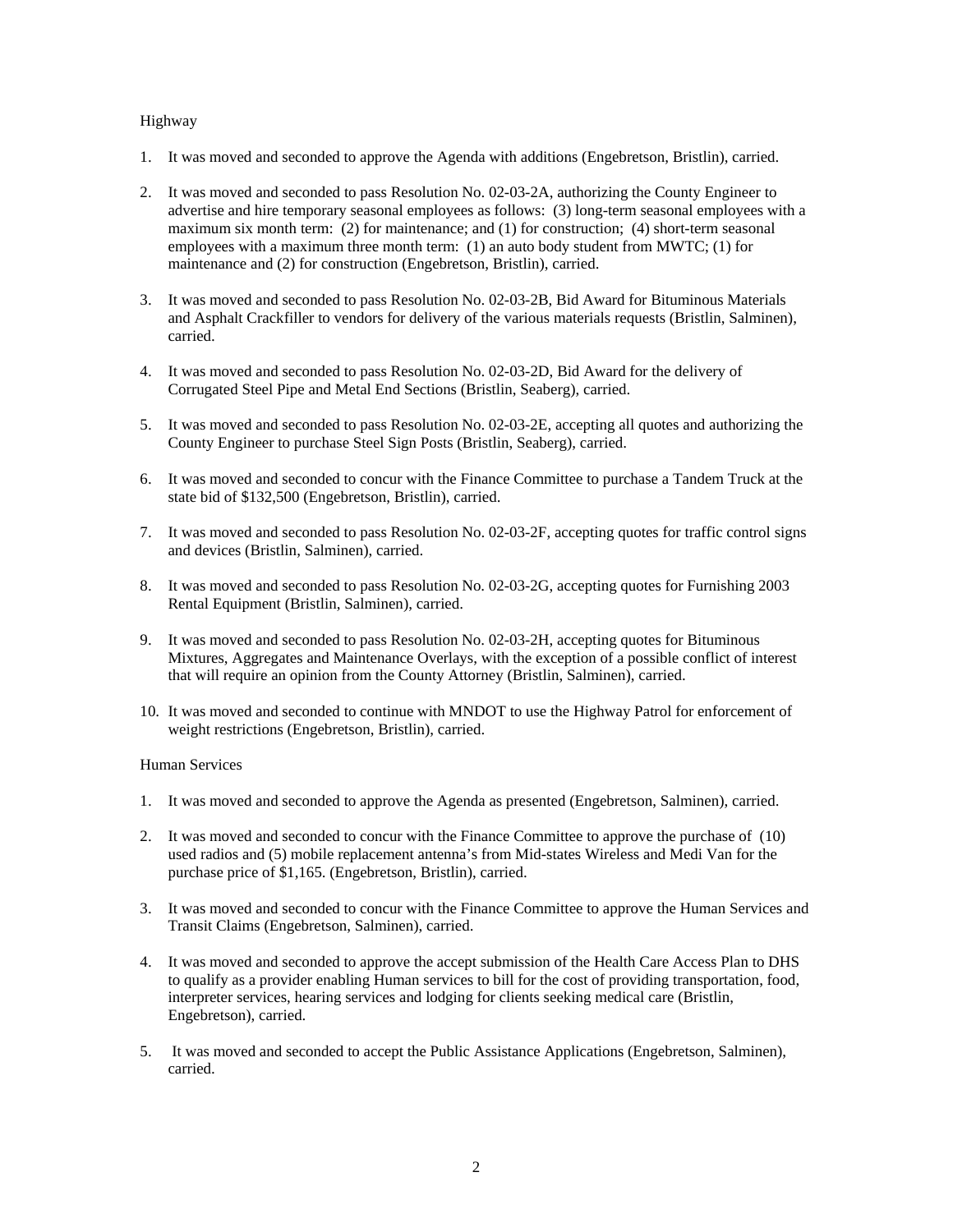Highway

1. It was moved and seconded to approve the Agenda with additions (Engebretson, Bristlin), carried.

2. It was moved and seconded to pass Resolution No. 02-03-2A, authorizing the County Engineer to advertise and hire temporary seasonal employees as follows: (3) long-term seasonal employees with a maximum six month term: (2) for maintenance; and (1) for construction; (4) short-term seasonal employees with a maximum three month term: (1) an auto body student from MWTC; (1) for maintenance and (2) for construction (Engebretson, Bristlin), carried.

3. It was moved and seconded to pass Resolution No. 02-03-2B, Bid Award for Bituminous Materials and Asphalt Crackfiller to vendors for delivery of the various materials requests (Bristlin, Salminen), carried.

4. It was moved and seconded to pass Resolution No. 02-03-2D, Bid Award for the delivery of Corrugated Steel Pipe and Metal End Sections (Bristlin, Seaberg), carried.

5. It was moved and seconded to pass Resolution No. 02-03-2E, accepting all quotes and authorizing the County Engineer to purchase Steel Sign Posts (Bristlin, Seaberg), carried.

6. It was moved and seconded to concur with the Finance Committee to purchase a Tandem Truck at the state bid of $132,500 (Engebretson, Bristlin), carried.

7. It was moved and seconded to pass Resolution No. 02-03-2F, accepting quotes for traffic control signs and devices (Bristlin, Salminen), carried.

8. It was moved and seconded to pass Resolution No. 02-03-2G, accepting quotes for Furnishing 2003 Rental Equipment (Bristlin, Salminen), carried.

9. It was moved and seconded to pass Resolution No. 02-03-2H, accepting quotes for Bituminous Mixtures, Aggregates and Maintenance Overlays, with the exception of a possible conflict of interest that will require an opinion from the County Attorney (Bristlin, Salminen), carried.

10. It was moved and seconded to continue with MNDOT to use the Highway Patrol for enforcement of weight restrictions (Engebretson, Bristlin), carried.

Human Services

1. It was moved and seconded to approve the Agenda as presented (Engebretson, Salminen), carried.

2. It was moved and seconded to concur with the Finance Committee to approve the purchase of (10) used radios and (5) mobile replacement antenna's from Mid-states Wireless and Medi Van for the purchase price of $1,165. (Engebretson, Bristlin), carried.

3. It was moved and seconded to concur with the Finance Committee to approve the Human Services and Transit Claims (Engebretson, Salminen), carried.

4. It was moved and seconded to approve the accept submission of the Health Care Access Plan to DHS to qualify as a provider enabling Human services to bill for the cost of providing transportation, food, interpreter services, hearing services and lodging for clients seeking medical care (Bristlin, Engebretson), carried.

5. It was moved and seconded to accept the Public Assistance Applications (Engebretson, Salminen), carried.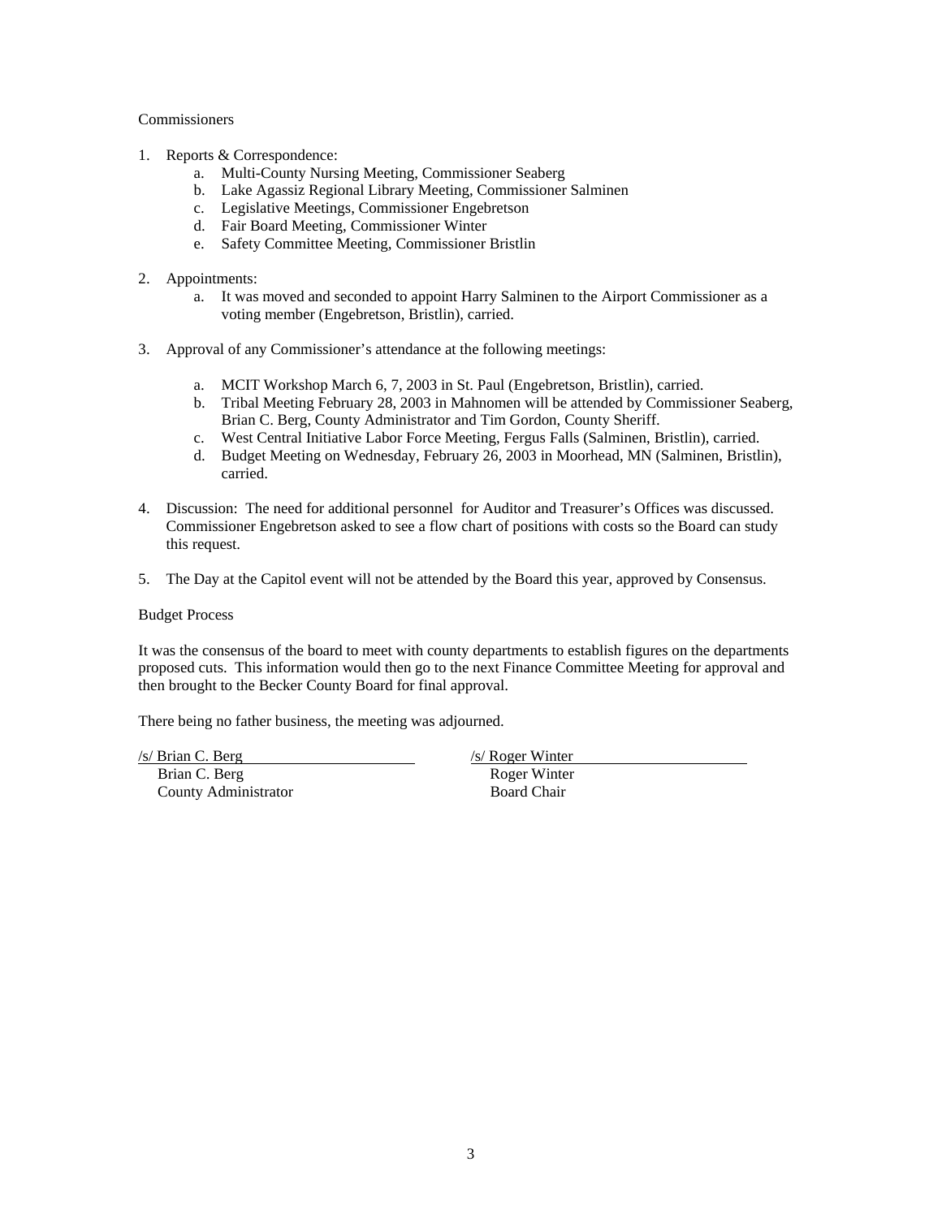Commissioners

1. Reports & Correspondence:
   a. Multi-County Nursing Meeting, Commissioner Seaberg
   b. Lake Agassiz Regional Library Meeting, Commissioner Salminen
   c. Legislative Meetings, Commissioner Engebretson
   d. Fair Board Meeting, Commissioner Winter
   e. Safety Committee Meeting, Commissioner Bristlin

2. Appointments:
   a. It was moved and seconded to appoint Harry Salminen to the Airport Commissioner as a voting member (Engebretson, Bristlin), carried.

3. Approval of any Commissioner's attendance at the following meetings:

   a. MCIT Workshop March 6, 7, 2003 in St. Paul (Engebretson, Bristlin), carried.
   b. Tribal Meeting February 28, 2003 in Mahnomen will be attended by Commissioner Seaberg, Brian C. Berg, County Administrator and Tim Gordon, County Sheriff.
   c. West Central Initiative Labor Force Meeting, Fergus Falls (Salminen, Bristlin), carried.
   d. Budget Meeting on Wednesday, February 26, 2003 in Moorhead, MN (Salminen, Bristlin), carried.

4. Discussion: The need for additional personnel for Auditor and Treasurer's Offices was discussed. Commissioner Engebretson asked to see a flow chart of positions with costs so the Board can study this request.

5. The Day at the Capitol event will not be attended by the Board this year, approved by Consensus.

Budget Process

It was the consensus of the board to meet with county departments to establish figures on the departments proposed cuts. This information would then go to the next Finance Committee Meeting for approval and then brought to the Becker County Board for final approval.

There being no father business, the meeting was adjourned.

/s/ Brian C. Berg
Brian C. Berg
County Administrator

/s/ Roger Winter
Roger Winter
Board Chair